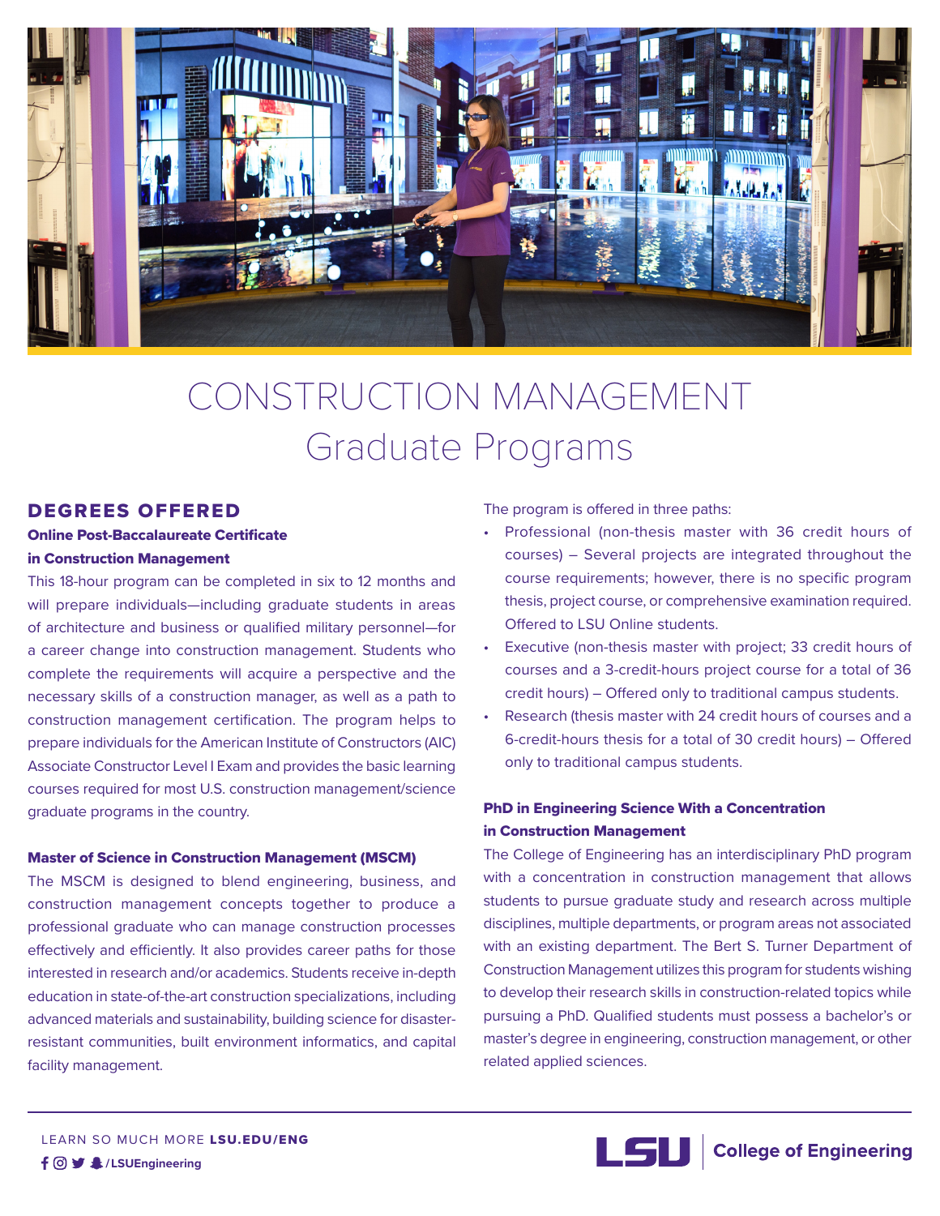# CONSTRUCTION MANAGEMENT
## Graduate Programs

## DEGREES OFFERED

### Online Post-Baccalaureate Certificate in Construction Management

This 18-hour program can be completed in six to 12 months and will prepare individuals—including graduate students in areas of architecture and business or qualified military personnel—for a career change into construction management. Students who complete the requirements will acquire a perspective and the necessary skills of a construction manager, as well as a path to construction management certification. The program helps to prepare individuals for the American Institute of Constructors (AIC) Associate Constructor Level I Exam and provides the basic learning courses required for most U.S. construction management/science graduate programs in the country.

### Master of Science in Construction Management (MSCM)

The MSCM is designed to blend engineering, business, and construction management concepts together to produce a professional graduate who can manage construction processes effectively and efficiently. It also provides career paths for those interested in research and/or academics. Students receive in-depth education in state-of-the-art construction specializations, including advanced materials and sustainability, building science for disaster-resistant communities, built environment informatics, and capital facility management.

The program is offered in three paths:

- Professional (non-thesis master with 36 credit hours of courses) – Several projects are integrated throughout the course requirements; however, there is no specific program thesis, project course, or comprehensive examination required. Offered to LSU Online students.
- Executive (non-thesis master with project; 33 credit hours of courses and a 3-credit-hours project course for a total of 36 credit hours) – Offered only to traditional campus students.
- Research (thesis master with 24 credit hours of courses and a 6-credit-hours thesis for a total of 30 credit hours) – Offered only to traditional campus students.

### PhD in Engineering Science With a Concentration in Construction Management

The College of Engineering has an interdisciplinary PhD program with a concentration in construction management that allows students to pursue graduate study and research across multiple disciplines, multiple departments, or program areas not associated with an existing department. The Bert S. Turner Department of Construction Management utilizes this program for students wishing to develop their research skills in construction-related topics while pursuing a PhD. Qualified students must possess a bachelor's or master's degree in engineering, construction management, or other related applied sciences.

LEARN SO MUCH MORE **LSU.EDU/ENG**

**/LSUEngineering**

**LSU | College of Engineering**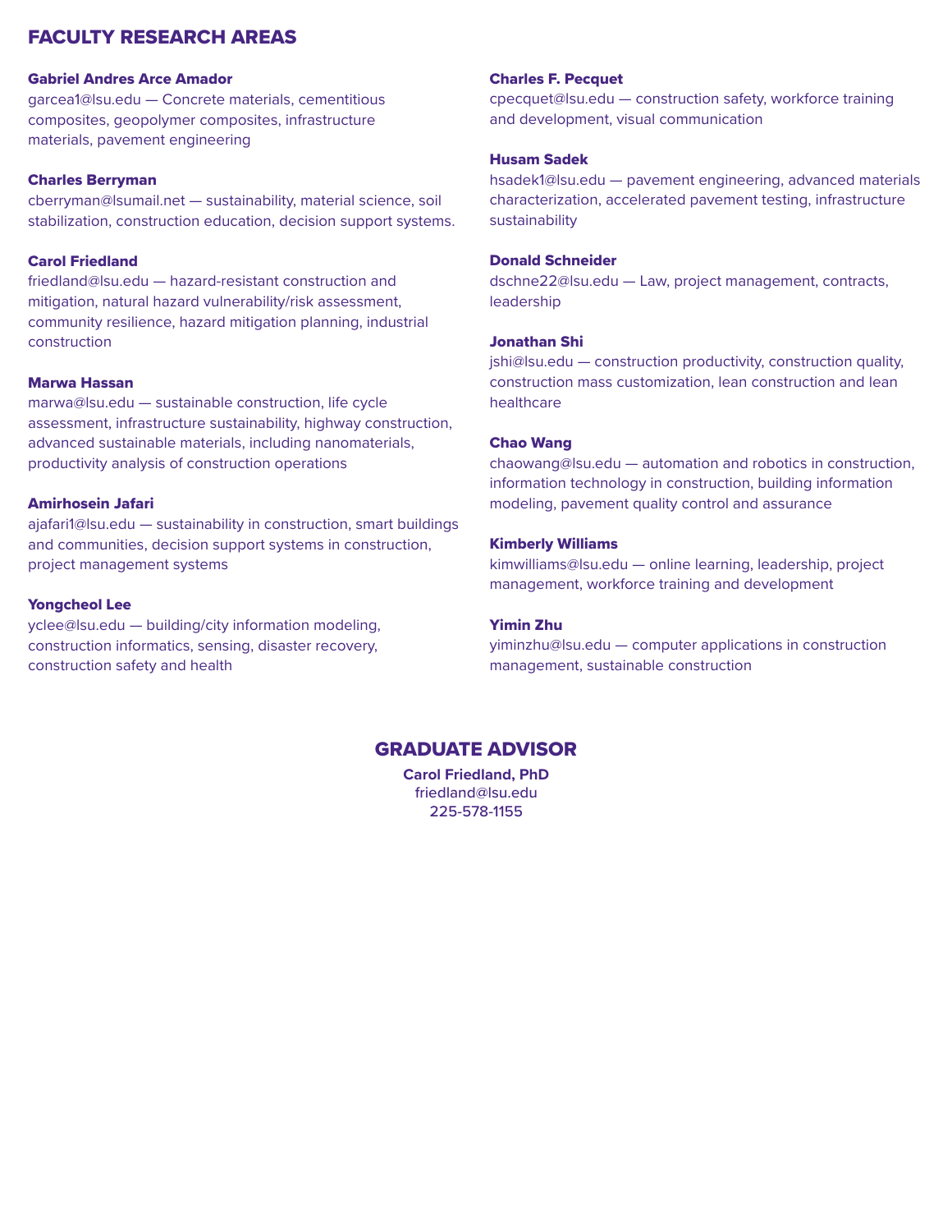## FACULTY RESEARCH AREAS

**Gabriel Andres Arce Amador**
garcea1@lsu.edu — Concrete materials, cementitious composites, geopolymer composites, infrastructure materials, pavement engineering

**Charles Berryman**
cberryman@lsumail.net — sustainability, material science, soil stabilization, construction education, decision support systems.

**Carol Friedland**
friedland@lsu.edu — hazard-resistant construction and mitigation, natural hazard vulnerability/risk assessment, community resilience, hazard mitigation planning, industrial construction

**Marwa Hassan**
marwa@lsu.edu — sustainable construction, life cycle assessment, infrastructure sustainability, highway construction, advanced sustainable materials, including nanomaterials, productivity analysis of construction operations

**Amirhosein Jafari**
ajafari1@lsu.edu — sustainability in construction, smart buildings and communities, decision support systems in construction, project management systems

**Yongcheol Lee**
yclee@lsu.edu — building/city information modeling, construction informatics, sensing, disaster recovery, construction safety and health

**Charles F. Pecquet**
cpecquet@lsu.edu — construction safety, workforce training and development, visual communication

**Husam Sadek**
hsadek1@lsu.edu — pavement engineering, advanced materials characterization, accelerated pavement testing, infrastructure sustainability

**Donald Schneider**
dschne22@lsu.edu — Law, project management, contracts, leadership

**Jonathan Shi**
jshi@lsu.edu — construction productivity, construction quality, construction mass customization, lean construction and lean healthcare

**Chao Wang**
chaowang@lsu.edu — automation and robotics in construction, information technology in construction, building information modeling, pavement quality control and assurance

**Kimberly Williams**
kimwilliams@lsu.edu — online learning, leadership, project management, workforce training and development

**Yimin Zhu**
yiminzhu@lsu.edu — computer applications in construction management, sustainable construction

## GRADUATE ADVISOR

**Carol Friedland, PhD**
friedland@lsu.edu
225-578-1155